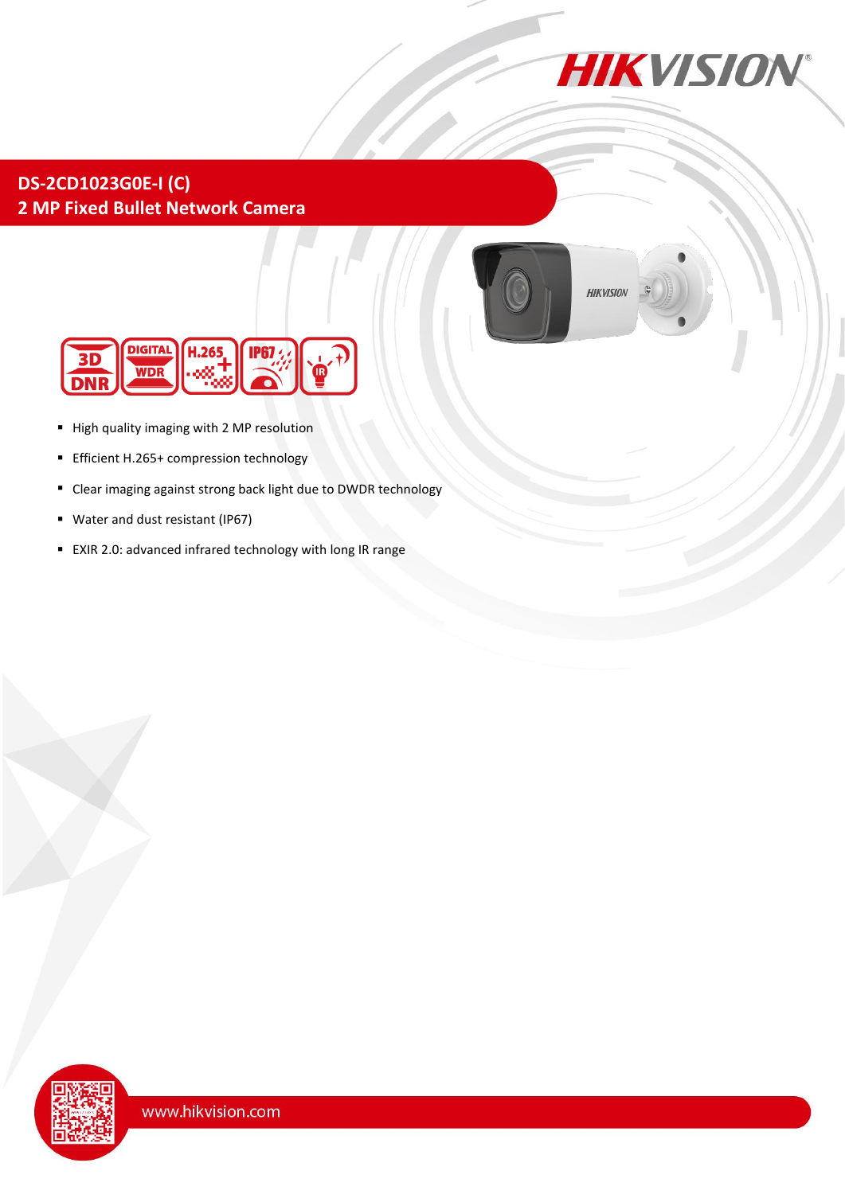# DS-2CD1023G0E-I (C)

## 2 MP Fixed Bullet Network Camera

- High quality imaging with 2 MP resolution
- Efficient H.265+ compression technology
- Clear imaging against strong back light due to DWDR technology
- Water and dust resistant (IP67)
- EXIR 2.0: advanced infrared technology with long IR range

www.hikvision.com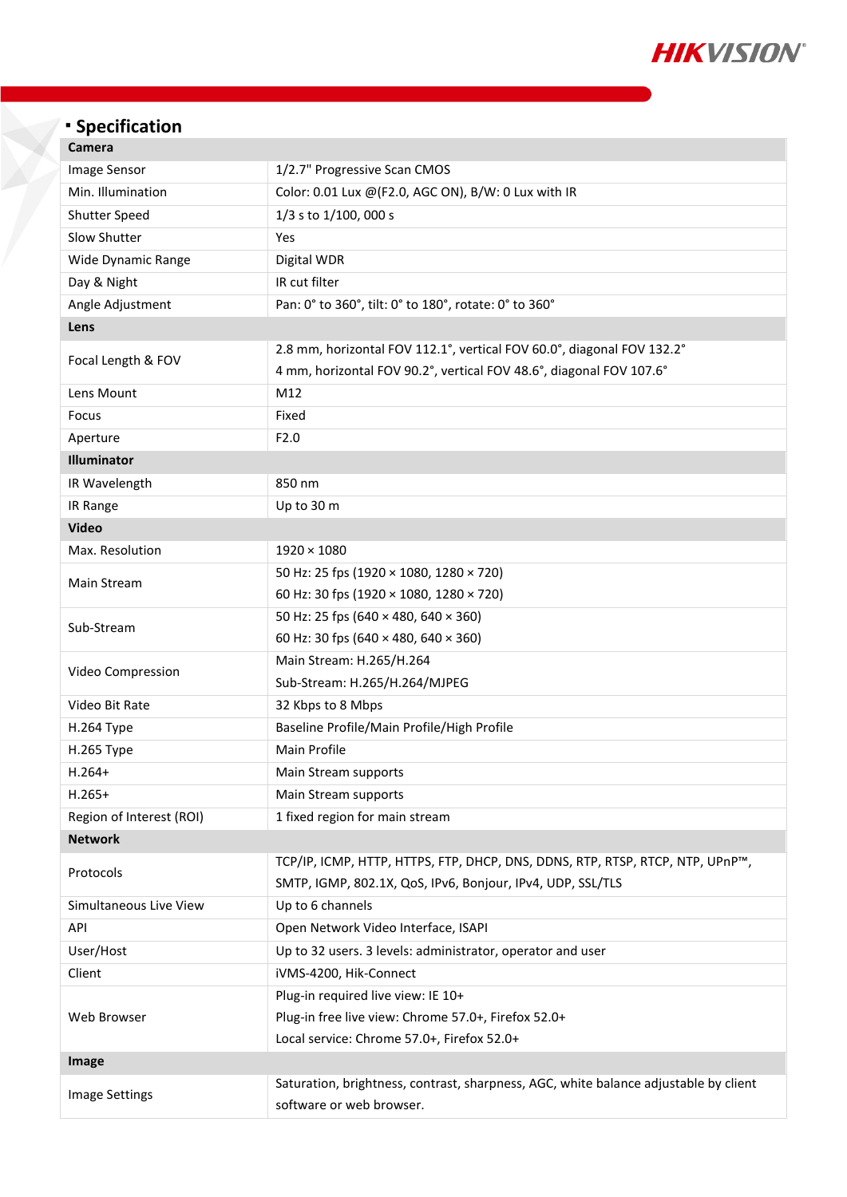## Specification

| Camera | |
|---|---|
| Image Sensor | 1/2.7" Progressive Scan CMOS |
| Min. Illumination | Color: 0.01 Lux @(F2.0, AGC ON), B/W: 0 Lux with IR |
| Shutter Speed | 1/3 s to 1/100, 000 s |
| Slow Shutter | Yes |
| Wide Dynamic Range | Digital WDR |
| Day & Night | IR cut filter |
| Angle Adjustment | Pan: 0° to 360°, tilt: 0° to 180°, rotate: 0° to 360° |
| **Lens** | |
| Focal Length & FOV | 2.8 mm, horizontal FOV 112.1°, vertical FOV 60.0°, diagonal FOV 132.2°<br>4 mm, horizontal FOV 90.2°, vertical FOV 48.6°, diagonal FOV 107.6° |
| Lens Mount | M12 |
| Focus | Fixed |
| Aperture | F2.0 |
| **Illuminator** | |
| IR Wavelength | 850 nm |
| IR Range | Up to 30 m |
| **Video** | |
| Max. Resolution | 1920 × 1080 |
| Main Stream | 50 Hz: 25 fps (1920 × 1080, 1280 × 720)<br>60 Hz: 30 fps (1920 × 1080, 1280 × 720) |
| Sub-Stream | 50 Hz: 25 fps (640 × 480, 640 × 360)<br>60 Hz: 30 fps (640 × 480, 640 × 360) |
| Video Compression | Main Stream: H.265/H.264<br>Sub-Stream: H.265/H.264/MJPEG |
| Video Bit Rate | 32 Kbps to 8 Mbps |
| H.264 Type | Baseline Profile/Main Profile/High Profile |
| H.265 Type | Main Profile |
| H.264+ | Main Stream supports |
| H.265+ | Main Stream supports |
| Region of Interest (ROI) | 1 fixed region for main stream |
| **Network** | |
| Protocols | TCP/IP, ICMP, HTTP, HTTPS, FTP, DHCP, DNS, DDNS, RTP, RTSP, RTCP, NTP, UPnP™, SMTP, IGMP, 802.1X, QoS, IPv6, Bonjour, IPv4, UDP, SSL/TLS |
| Simultaneous Live View | Up to 6 channels |
| API | Open Network Video Interface, ISAPI |
| User/Host | Up to 32 users. 3 levels: administrator, operator and user |
| Client | iVMS-4200, Hik-Connect |
| Web Browser | Plug-in required live view: IE 10+<br>Plug-in free live view: Chrome 57.0+, Firefox 52.0+<br>Local service: Chrome 57.0+, Firefox 52.0+ |
| **Image** | |
| Image Settings | Saturation, brightness, contrast, sharpness, AGC, white balance adjustable by client software or web browser. |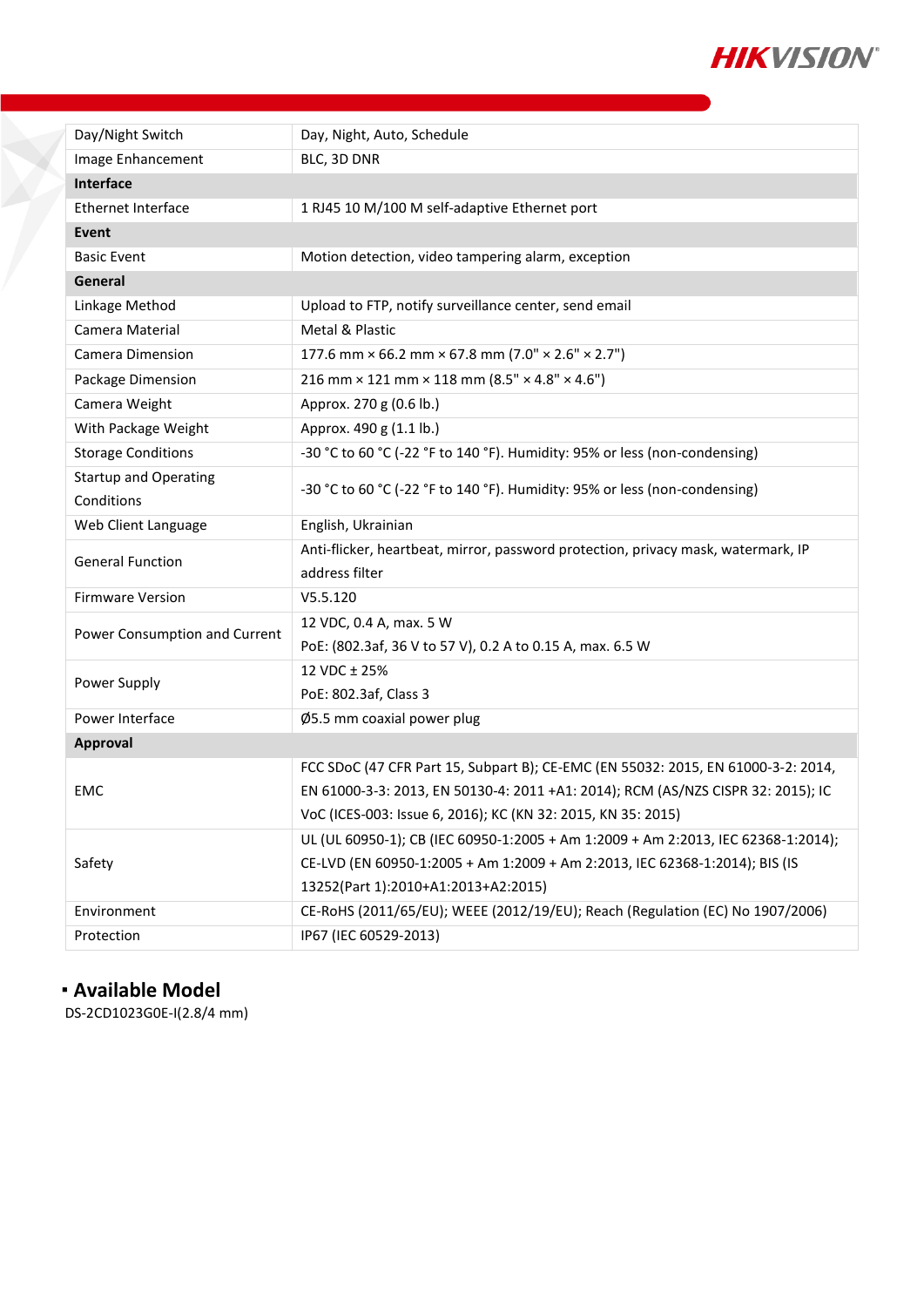| | |
|---|---|
| Day/Night Switch | Day, Night, Auto, Schedule |
| Image Enhancement | BLC, 3D DNR |
| **Interface** | |
| Ethernet Interface | 1 RJ45 10 M/100 M self-adaptive Ethernet port |
| **Event** | |
| Basic Event | Motion detection, video tampering alarm, exception |
| **General** | |
| Linkage Method | Upload to FTP, notify surveillance center, send email |
| Camera Material | Metal & Plastic |
| Camera Dimension | 177.6 mm × 66.2 mm × 67.8 mm (7.0" × 2.6" × 2.7") |
| Package Dimension | 216 mm × 121 mm × 118 mm (8.5" × 4.8" × 4.6") |
| Camera Weight | Approx. 270 g (0.6 lb.) |
| With Package Weight | Approx. 490 g (1.1 lb.) |
| Storage Conditions | -30 °C to 60 °C (-22 °F to 140 °F). Humidity: 95% or less (non-condensing) |
| Startup and Operating Conditions | -30 °C to 60 °C (-22 °F to 140 °F). Humidity: 95% or less (non-condensing) |
| Web Client Language | English, Ukrainian |
| General Function | Anti-flicker, heartbeat, mirror, password protection, privacy mask, watermark, IP address filter |
| Firmware Version | V5.5.120 |
| Power Consumption and Current | 12 VDC, 0.4 A, max. 5 W<br>PoE: (802.3af, 36 V to 57 V), 0.2 A to 0.15 A, max. 6.5 W |
| Power Supply | 12 VDC ± 25%<br>PoE: 802.3af, Class 3 |
| Power Interface | Ø5.5 mm coaxial power plug |
| **Approval** | |
| EMC | FCC SDoC (47 CFR Part 15, Subpart B); CE-EMC (EN 55032: 2015, EN 61000-3-2: 2014, EN 61000-3-3: 2013, EN 50130-4: 2011 +A1: 2014); RCM (AS/NZS CISPR 32: 2015); IC VoC (ICES-003: Issue 6, 2016); KC (KN 32: 2015, KN 35: 2015) |
| Safety | UL (UL 60950-1); CB (IEC 60950-1:2005 + Am 1:2009 + Am 2:2013, IEC 62368-1:2014); CE-LVD (EN 60950-1:2005 + Am 1:2009 + Am 2:2013, IEC 62368-1:2014); BIS (IS 13252(Part 1):2010+A1:2013+A2:2015) |
| Environment | CE-RoHS (2011/65/EU); WEEE (2012/19/EU); Reach (Regulation (EC) No 1907/2006) |
| Protection | IP67 (IEC 60529-2013) |

## ▪ Available Model

DS-2CD1023G0E-I(2.8/4 mm)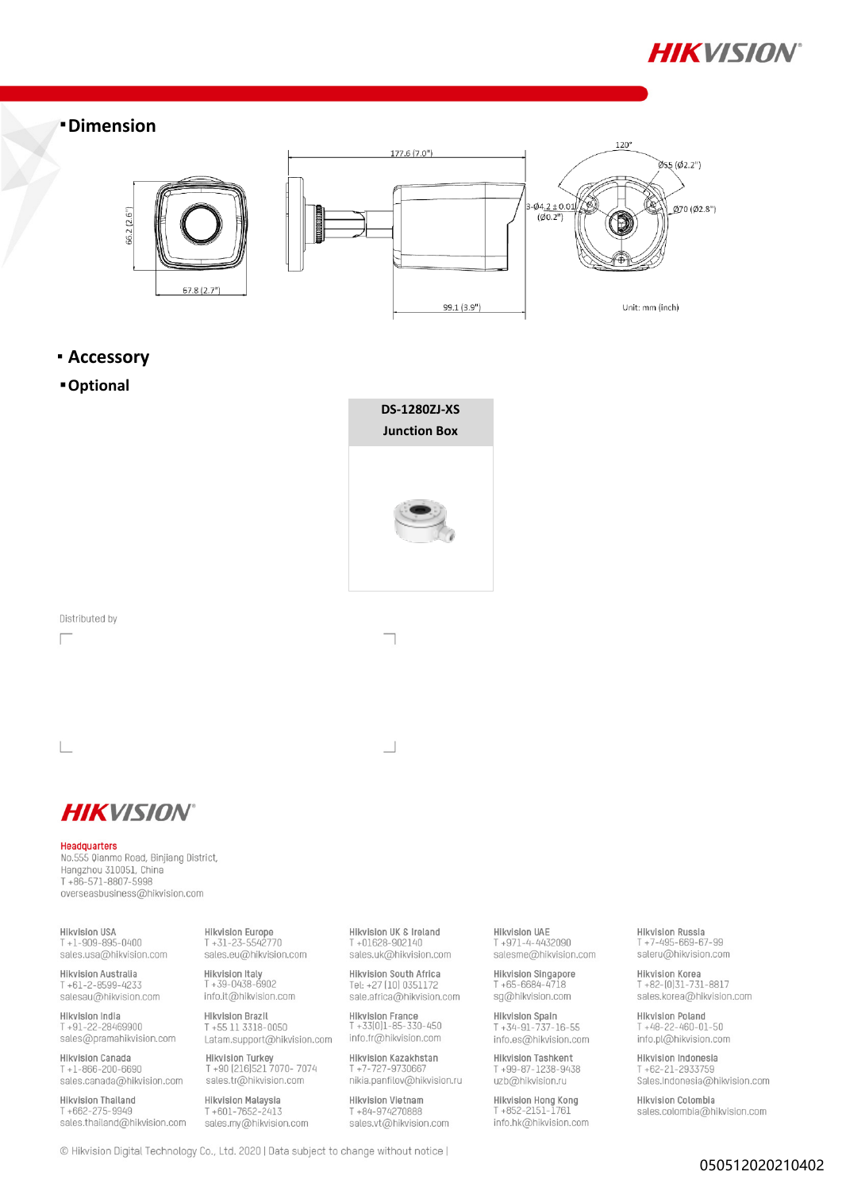## Dimension

177.6 (7.0")

120°

Ø55 (Ø2.2")

66.2 (2.6")

3-Ø4.2 ± 0.01 (Ø0.2")

Ø70 (Ø2.8")

67.8 (2.7")

99.1 (3.9")

Unit: mm (inch)

## Accessory

### Optional

| DS-1280ZJ-XS Junction Box |
| --- |
| |

Distributed by

**HIKVISION**

**Headquarters**
No.555 Qianmo Road, Binjiang District,
Hangzhou 310051, China
T +86-571-8807-5998
overseasbusiness@hikvision.com

**Hikvision USA**
T +1-909-895-0400
sales.usa@hikvision.com

**Hikvision Australia**
T +61-2-8599-4233
salesau@hikvision.com

**Hikvision India**
T +91-22-28469900
sales@pramahikvision.com

**Hikvision Canada**
T +1-866-200-6690
sales.canada@hikvision.com

**Hikvision Thailand**
T +662-275-9949
sales.thailand@hikvision.com

**Hikvision Europe**
T +31-23-5542770
sales.eu@hikvision.com

**Hikvision Italy**
T +39-0438-6902
info.it@hikvision.com

**Hikvision Brazil**
T +55 11 3318-0050
Latam.support@hikvision.com

**Hikvision Turkey**
T +90 (216)521 7070- 7074
sales.tr@hikvision.com

**Hikvision Malaysia**
T +601-7652-2413
sales.my@hikvision.com

**Hikvision UK & Ireland**
T +01628-902140
sales.uk@hikvision.com

**Hikvision South Africa**
Tel: +27 (10) 0351172
sale.africa@hikvision.com

**Hikvision France**
T +33(0)1-85-330-450
info.fr@hikvision.com

**Hikvision Kazakhstan**
T +7-727-9730667
nikia.panfilov@hikvision.ru

**Hikvision Vietnam**
T +84-974270888
sales.vt@hikvision.com

**Hikvision UAE**
T +971-4-4432090
salesme@hikvision.com

**Hikvision Singapore**
T +65-6684-4718
sg@hikvision.com

**Hikvision Spain**
T +34-91-737-16-55
info.es@hikvision.com

**Hikvision Tashkent**
T +99-87-1238-9438
uzb@hikvision.ru

**Hikvision Hong Kong**
T +852-2151-1761
info.hk@hikvision.com

**Hikvision Russia**
T +7-495-669-67-99
saleru@hikvision.com

**Hikvision Korea**
T +82-(0)31-731-8817
sales.korea@hikvision.com

**Hikvision Poland**
T +48-22-460-01-50
info.pl@hikvision.com

**Hikvision Indonesia**
T +62-21-2933759
Sales.Indonesia@hikvision.com

**Hikvision Colombia**
sales.colombia@hikvision.com

© Hikvision Digital Technology Co., Ltd. 2020 | Data subject to change without notice |

050512020210402